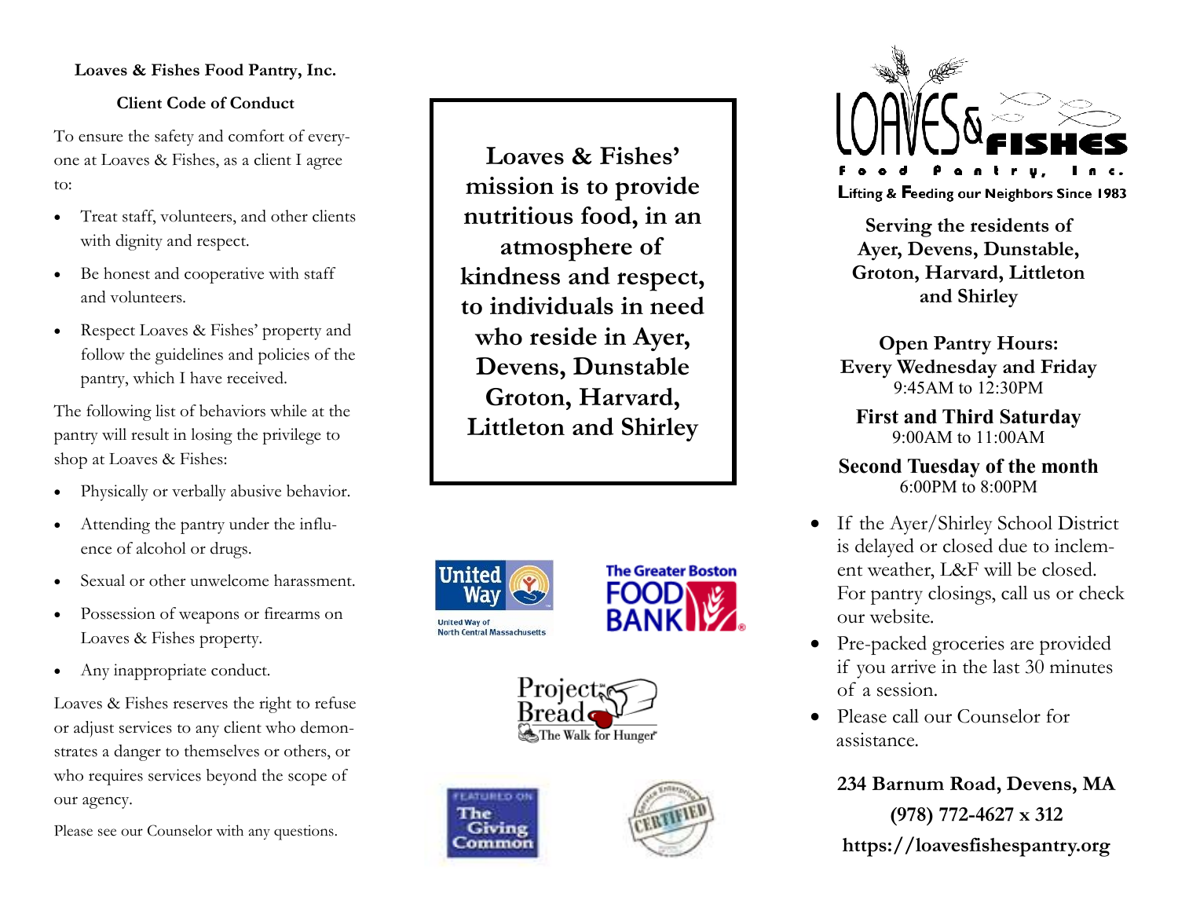**Loaves & Fishes Food Pantry, Inc.**

**Client Code of Conduct**

To ensure the safety and comfort of everyone at Loaves & Fishes, as a client I agree to:

- Treat staff, volunteers, and other clients with dignity and respect.
- Be honest and cooperative with staff and volunteers.
- Respect Loaves & Fishes' property and follow the guidelines and policies of the pantry, which I have received.

The following list of behaviors while at the pantry will result in losing the privilege to shop at Loaves & Fishes:

- Physically or verbally abusive behavior.
- Attending the pantry under the influence of alcohol or drugs.
- Sexual or other unwelcome harassment.
- Possession of weapons or firearms on Loaves & Fishes property.
- Any inappropriate conduct.

Loaves & Fishes reserves the right to refuse or adjust services to any client who demonstrates a danger to themselves or others, or who requires services beyond the scope of our agency.

Please see our Counselor with any questions.

**Loaves & Fishes' mission is to provide nutritious food, in an atmosphere of kindness and respect, to individuals in need who reside in Ayer, Devens, Dunstable Groton, Harvard, Littleton and Shirley**

United Way of North Central Massachusetts

The Greater Boston Food Bank

Project Bread — The Walk for Hunger

Featured on The Giving Common

Certified

# Loaves & Fishes Food Pantry, Inc.

Lifting & Feeding our Neighbors Since 1983

**Serving the residents of Ayer, Devens, Dunstable, Groton, Harvard, Littleton and Shirley**

**Open Pantry Hours:**
**Every Wednesday and Friday**
9:45AM to 12:30PM

**First and Third Saturday**
9:00AM to 11:00AM

**Second Tuesday of the month**
6:00PM to 8:00PM

- If the Ayer/Shirley School District is delayed or closed due to inclement weather, L&F will be closed. For pantry closings, call us or check our website.
- Pre-packed groceries are provided if you arrive in the last 30 minutes of a session.
- Please call our Counselor for assistance.

**234 Barnum Road, Devens, MA**
**(978) 772-4627 x 312**
**https://loavesfishespantry.org**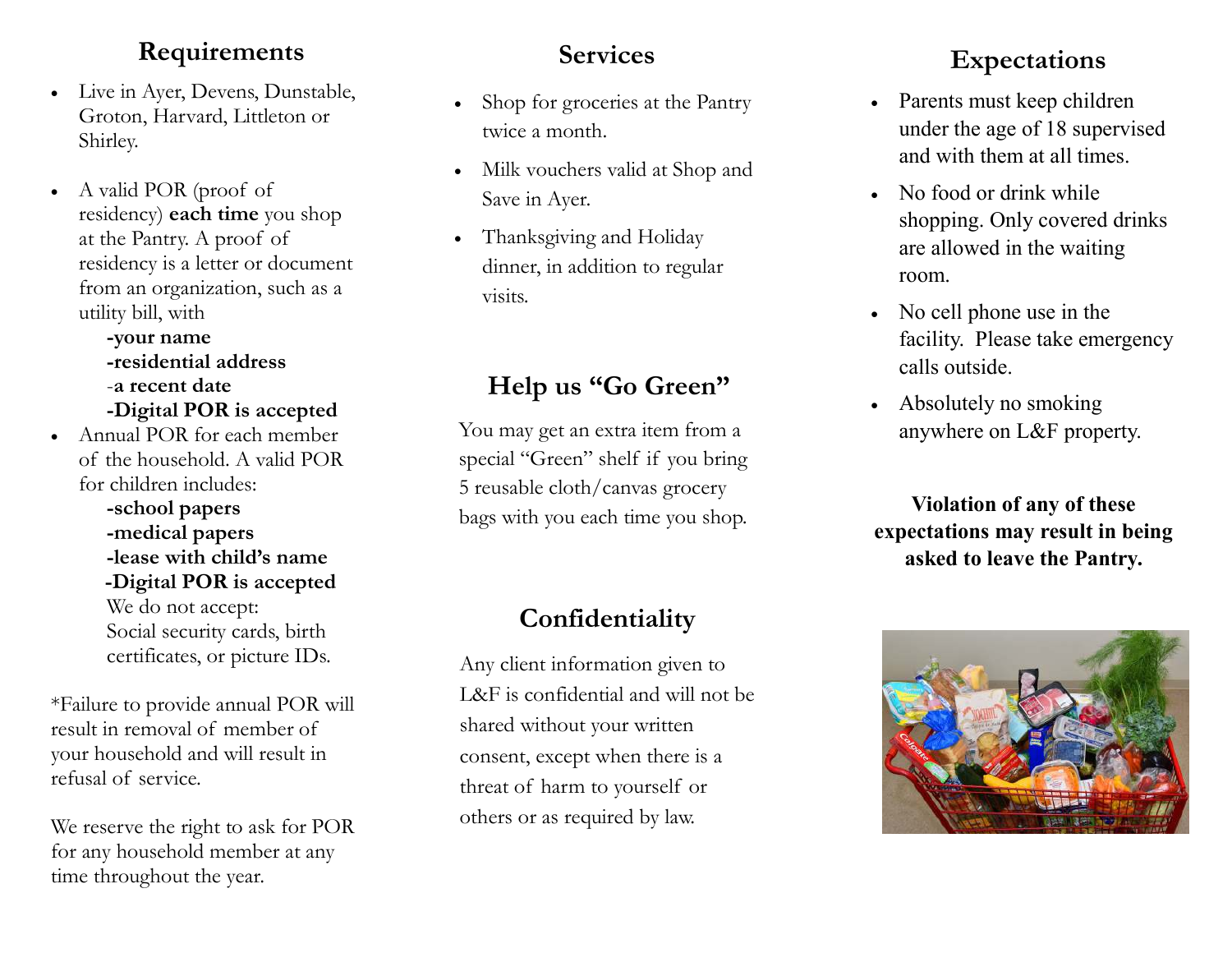## Requirements

- Live in Ayer, Devens, Dunstable, Groton, Harvard, Littleton or Shirley.
- A valid POR (proof of residency) **each time** you shop at the Pantry. A proof of residency is a letter or document from an organization, such as a utility bill, with
  - **-your name**
  - **-residential address**
  - -**a recent date**
  - **-Digital POR is accepted**
- Annual POR for each member of the household. A valid POR for children includes:
  - **-school papers**
  - **-medical papers**
  - **-lease with child's name**
  - **-Digital POR is accepted**

  We do not accept:
  Social security cards, birth certificates, or picture IDs.

*Failure to provide annual POR will result in removal of member of your household and will result in refusal of service.

We reserve the right to ask for POR for any household member at any time throughout the year.

## Services

- Shop for groceries at the Pantry twice a month.
- Milk vouchers valid at Shop and Save in Ayer.
- Thanksgiving and Holiday dinner, in addition to regular visits.

## Help us "Go Green"

You may get an extra item from a special "Green" shelf if you bring 5 reusable cloth/canvas grocery bags with you each time you shop.

## Confidentiality

Any client information given to L&F is confidential and will not be shared without your written consent, except when there is a threat of harm to yourself or others or as required by law.

## Expectations

- Parents must keep children under the age of 18 supervised and with them at all times.
- No food or drink while shopping. Only covered drinks are allowed in the waiting room.
- No cell phone use in the facility. Please take emergency calls outside.
- Absolutely no smoking anywhere on L&F property.

**Violation of any of these expectations may result in being asked to leave the Pantry.**